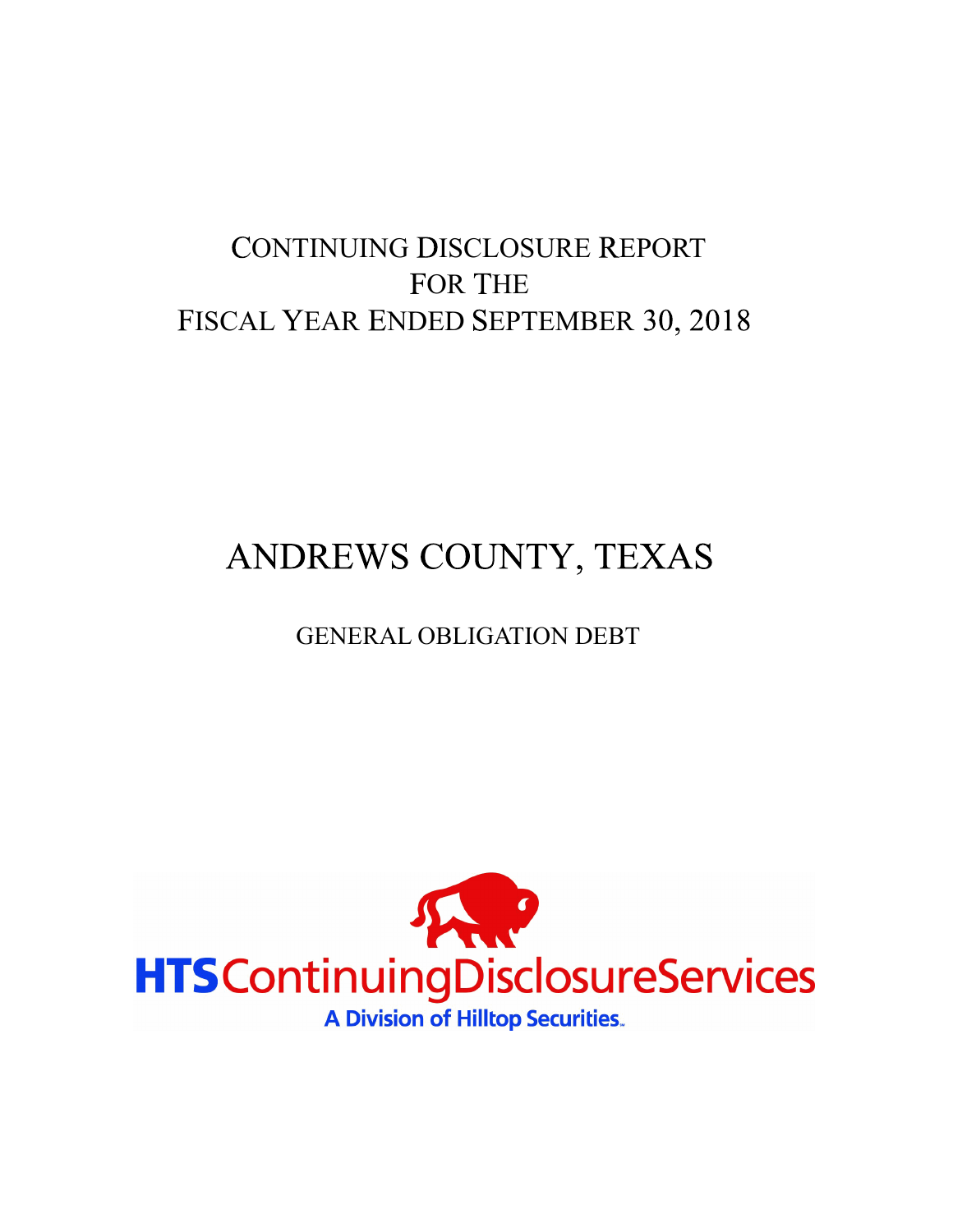# CONTINUING DISCLOSURE REPORT
# FOR THE
# FISCAL YEAR ENDED SEPTEMBER 30, 2018

# ANDREWS COUNTY, TEXAS

## GENERAL OBLIGATION DEBT

**HTS** ContinuingDisclosureServices

A Division of Hilltop Securities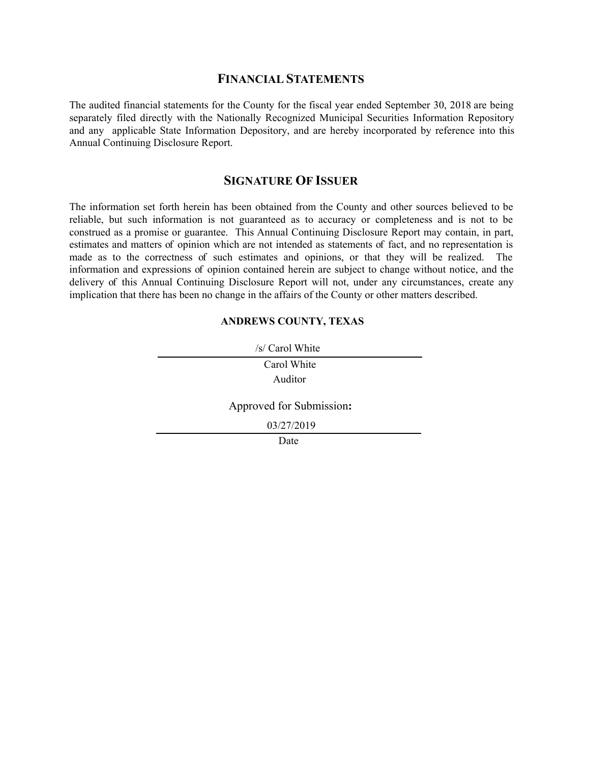## FINANCIAL STATEMENTS

The audited financial statements for the County for the fiscal year ended September 30, 2018 are being separately filed directly with the Nationally Recognized Municipal Securities Information Repository and any applicable State Information Depository, and are hereby incorporated by reference into this Annual Continuing Disclosure Report.

## SIGNATURE OF ISSUER

The information set forth herein has been obtained from the County and other sources believed to be reliable, but such information is not guaranteed as to accuracy or completeness and is not to be construed as a promise or guarantee. This Annual Continuing Disclosure Report may contain, in part, estimates and matters of opinion which are not intended as statements of fact, and no representation is made as to the correctness of such estimates and opinions, or that they will be realized. The information and expressions of opinion contained herein are subject to change without notice, and the delivery of this Annual Continuing Disclosure Report will not, under any circumstances, create any implication that there has been no change in the affairs of the County or other matters described.

**ANDREWS COUNTY, TEXAS**

/s/ Carol White

Carol White

Auditor

Approved for Submission**:**

03/27/2019

Date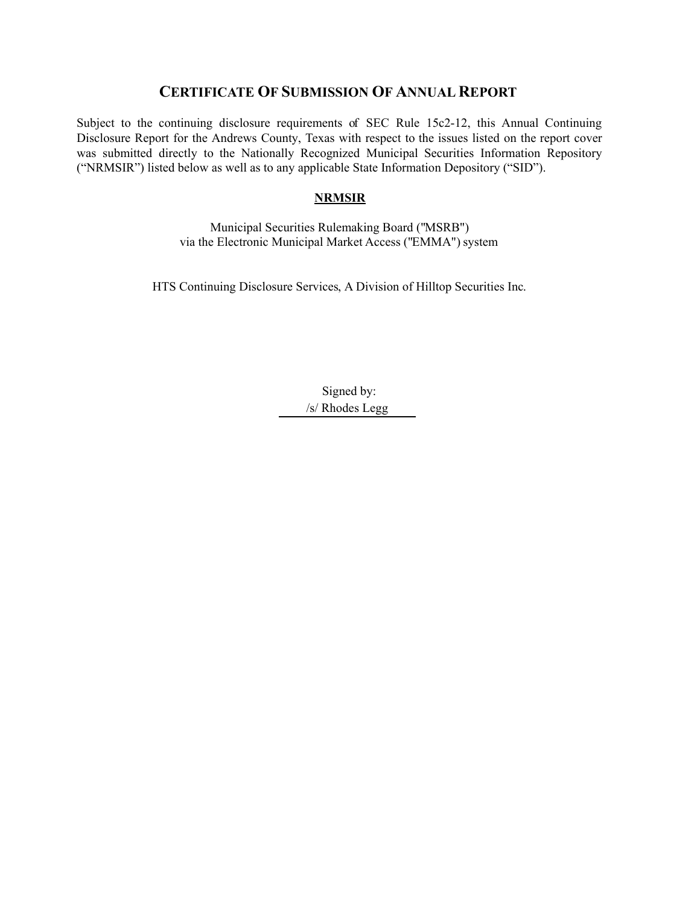## Certificate Of Submission Of Annual Report

Subject to the continuing disclosure requirements of SEC Rule 15c2-12, this Annual Continuing Disclosure Report for the Andrews County, Texas with respect to the issues listed on the report cover was submitted directly to the Nationally Recognized Municipal Securities Information Repository ("NRMSIR") listed below as well as to any applicable State Information Depository ("SID").

**NRMSIR**

Municipal Securities Rulemaking Board ("MSRB")
via the Electronic Municipal Market Access ("EMMA") system

HTS Continuing Disclosure Services, A Division of Hilltop Securities Inc.

Signed by:
/s/ Rhodes Legg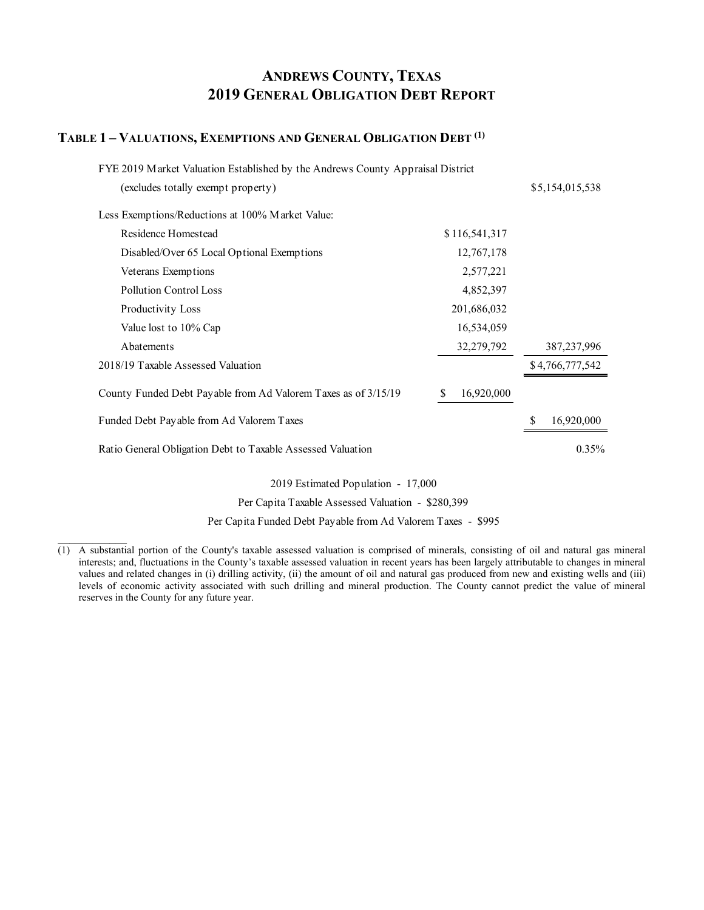# ANDREWS COUNTY, TEXAS
# 2019 GENERAL OBLIGATION DEBT REPORT

## TABLE 1 – VALUATIONS, EXEMPTIONS AND GENERAL OBLIGATION DEBT (1)

| | | |
|---|---|---|
| FYE 2019 Market Valuation Established by the Andrews County Appraisal District (excludes totally exempt property) | | $5,154,015,538 |
| Less Exemptions/Reductions at 100% Market Value: | | |
| Residence Homestead | $116,541,317 | |
| Disabled/Over 65 Local Optional Exemptions | 12,767,178 | |
| Veterans Exemptions | 2,577,221 | |
| Pollution Control Loss | 4,852,397 | |
| Productivity Loss | 201,686,032 | |
| Value lost to 10% Cap | 16,534,059 | |
| Abatements | 32,279,792 | 387,237,996 |
| 2018/19 Taxable Assessed Valuation | | $4,766,777,542 |
| County Funded Debt Payable from Ad Valorem Taxes as of 3/15/19 | $ 16,920,000 | |
| Funded Debt Payable from Ad Valorem Taxes | | $ 16,920,000 |
| Ratio General Obligation Debt to Taxable Assessed Valuation | | 0.35% |

2019 Estimated Population - 17,000

Per Capita Taxable Assessed Valuation - $280,399

Per Capita Funded Debt Payable from Ad Valorem Taxes - $995

---

(1) A substantial portion of the County's taxable assessed valuation is comprised of minerals, consisting of oil and natural gas mineral interests; and, fluctuations in the County's taxable assessed valuation in recent years has been largely attributable to changes in mineral values and related changes in (i) drilling activity, (ii) the amount of oil and natural gas produced from new and existing wells and (iii) levels of economic activity associated with such drilling and mineral production. The County cannot predict the value of mineral reserves in the County for any future year.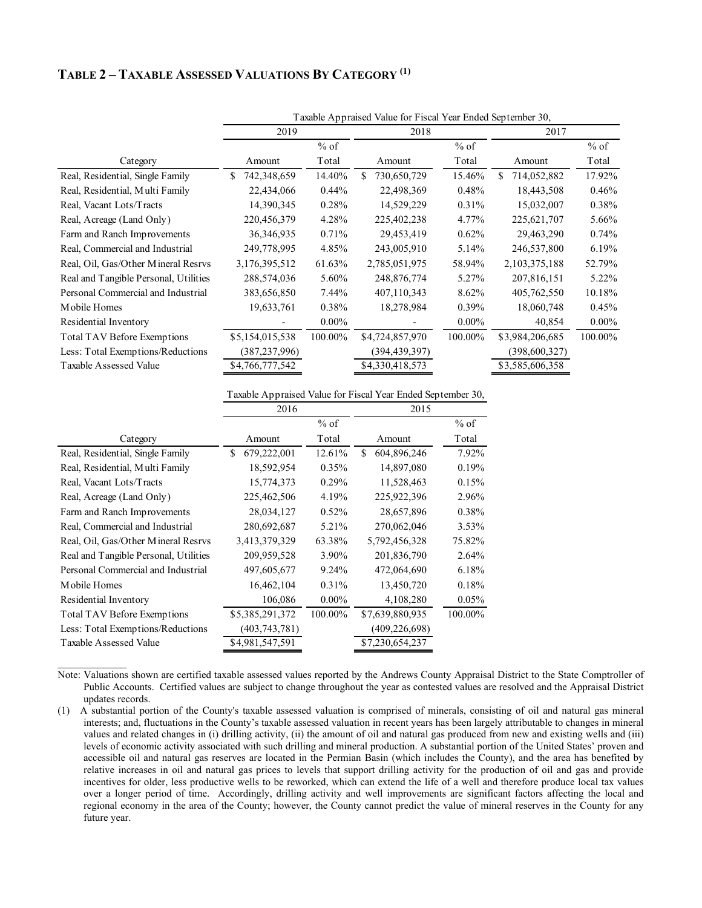## TABLE 2 – TAXABLE ASSESSED VALUATIONS BY CATEGORY [(1)]

| | Taxable Appraised Value for Fiscal Year Ended September 30, | | | | | |
|---|---|---|---|---|---|---|
| | 2019 | | 2018 | | 2017 | |
| Category | Amount | % of Total | Amount | % of Total | Amount | % of Total |
| Real, Residential, Single Family | $ 742,348,659 | 14.40% | $ 730,650,729 | 15.46% | $ 714,052,882 | 17.92% |
| Real, Residential, Multi Family | 22,434,066 | 0.44% | 22,498,369 | 0.48% | 18,443,508 | 0.46% |
| Real, Vacant Lots/Tracts | 14,390,345 | 0.28% | 14,529,229 | 0.31% | 15,032,007 | 0.38% |
| Real, Acreage (Land Only) | 220,456,379 | 4.28% | 225,402,238 | 4.77% | 225,621,707 | 5.66% |
| Farm and Ranch Improvements | 36,346,935 | 0.71% | 29,453,419 | 0.62% | 29,463,290 | 0.74% |
| Real, Commercial and Industrial | 249,778,995 | 4.85% | 243,005,910 | 5.14% | 246,537,800 | 6.19% |
| Real, Oil, Gas/Other Mineral Resrvs | 3,176,395,512 | 61.63% | 2,785,051,975 | 58.94% | 2,103,375,188 | 52.79% |
| Real and Tangible Personal, Utilities | 288,574,036 | 5.60% | 248,876,774 | 5.27% | 207,816,151 | 5.22% |
| Personal Commercial and Industrial | 383,656,850 | 7.44% | 407,110,343 | 8.62% | 405,762,550 | 10.18% |
| Mobile Homes | 19,633,761 | 0.38% | 18,278,984 | 0.39% | 18,060,748 | 0.45% |
| Residential Inventory | - | 0.00% | - | 0.00% | 40,854 | 0.00% |
| Total TAV Before Exemptions | $5,154,015,538 | 100.00% | $4,724,857,970 | 100.00% | $3,984,206,685 | 100.00% |
| Less: Total Exemptions/Reductions | (387,237,996) | | (394,439,397) | | (398,600,327) | |
| Taxable Assessed Value | $4,766,777,542 | | $4,330,418,573 | | $3,585,606,358 | |

| | Taxable Appraised Value for Fiscal Year Ended September 30, | | | |
|---|---|---|---|---|
| | 2016 | | 2015 | |
| Category | Amount | % of Total | Amount | % of Total |
| Real, Residential, Single Family | $ 679,222,001 | 12.61% | $ 604,896,246 | 7.92% |
| Real, Residential, Multi Family | 18,592,954 | 0.35% | 14,897,080 | 0.19% |
| Real, Vacant Lots/Tracts | 15,774,373 | 0.29% | 11,528,463 | 0.15% |
| Real, Acreage (Land Only) | 225,462,506 | 4.19% | 225,922,396 | 2.96% |
| Farm and Ranch Improvements | 28,034,127 | 0.52% | 28,657,896 | 0.38% |
| Real, Commercial and Industrial | 280,692,687 | 5.21% | 270,062,046 | 3.53% |
| Real, Oil, Gas/Other Mineral Resrvs | 3,413,379,329 | 63.38% | 5,792,456,328 | 75.82% |
| Real and Tangible Personal, Utilities | 209,959,528 | 3.90% | 201,836,790 | 2.64% |
| Personal Commercial and Industrial | 497,605,677 | 9.24% | 472,064,690 | 6.18% |
| Mobile Homes | 16,462,104 | 0.31% | 13,450,720 | 0.18% |
| Residential Inventory | 106,086 | 0.00% | 4,108,280 | 0.05% |
| Total TAV Before Exemptions | $5,385,291,372 | 100.00% | $7,639,880,935 | 100.00% |
| Less: Total Exemptions/Reductions | (403,743,781) | | (409,226,698) | |
| Taxable Assessed Value | $4,981,547,591 | | $7,230,654,237 | |

Note: Valuations shown are certified taxable assessed values reported by the Andrews County Appraisal District to the State Comptroller of Public Accounts. Certified values are subject to change throughout the year as contested values are resolved and the Appraisal District updates records.

(1) A substantial portion of the County's taxable assessed valuation is comprised of minerals, consisting of oil and natural gas mineral interests; and, fluctuations in the County's taxable assessed valuation in recent years has been largely attributable to changes in mineral values and related changes in (i) drilling activity, (ii) the amount of oil and natural gas produced from new and existing wells and (iii) levels of economic activity associated with such drilling and mineral production. A substantial portion of the United States' proven and accessible oil and natural gas reserves are located in the Permian Basin (which includes the County), and the area has benefited by relative increases in oil and natural gas prices to levels that support drilling activity for the production of oil and gas and provide incentives for older, less productive wells to be reworked, which can extend the life of a well and therefore produce local tax values over a longer period of time. Accordingly, drilling activity and well improvements are significant factors affecting the local and regional economy in the area of the County; however, the County cannot predict the value of mineral reserves in the County for any future year.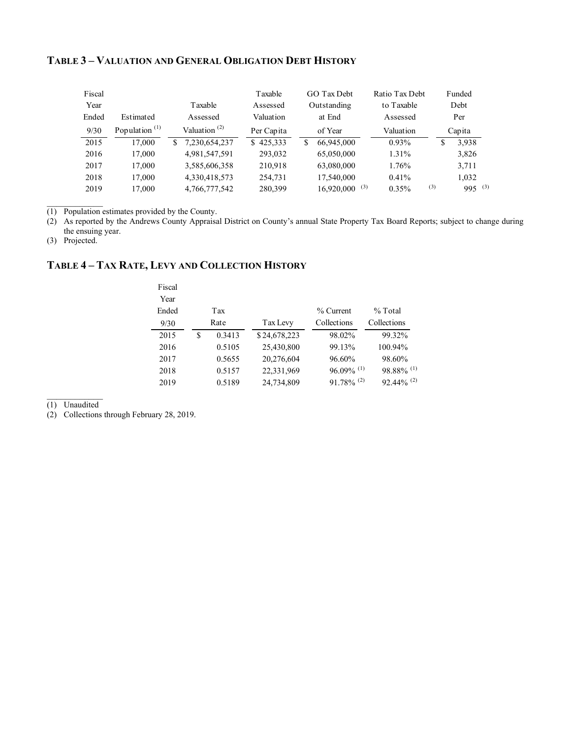## TABLE 3 – VALUATION AND GENERAL OBLIGATION DEBT HISTORY

| Fiscal Year Ended 9/30 | Estimated Population [(1)] | Taxable Assessed Valuation [(2)] | Taxable Assessed Valuation Per Capita | GO Tax Debt Outstanding at End of Year | Ratio Tax Debt to Taxable Assessed Valuation | Funded Debt Per Capita |
|---|---|---|---|---|---|---|
| 2015 | 17,000 | $ 7,230,654,237 | $ 425,333 | $ 66,945,000 | 0.93% | $ 3,938 |
| 2016 | 17,000 | 4,981,547,591 | 293,032 | 65,050,000 | 1.31% | 3,826 |
| 2017 | 17,000 | 3,585,606,358 | 210,918 | 63,080,000 | 1.76% | 3,711 |
| 2018 | 17,000 | 4,330,418,573 | 254,731 | 17,540,000 | 0.41% | 1,032 |
| 2019 | 17,000 | 4,766,777,542 | 280,399 | 16,920,000 [(3)] | 0.35% [(3)] | 995 [(3)] |

(1) Population estimates provided by the County.
(2) As reported by the Andrews County Appraisal District on County's annual State Property Tax Board Reports; subject to change during the ensuing year.
(3) Projected.

## TABLE 4 – TAX RATE, LEVY AND COLLECTION HISTORY

| Fiscal Year Ended 9/30 | Tax Rate | Tax Levy | % Current Collections | % Total Collections |
|---|---|---|---|---|
| 2015 | $ 0.3413 | $ 24,678,223 | 98.02% | 99.32% |
| 2016 | 0.5105 | 25,430,800 | 99.13% | 100.94% |
| 2017 | 0.5655 | 20,276,604 | 96.60% | 98.60% |
| 2018 | 0.5157 | 22,331,969 | 96.09% [(1)] | 98.88% [(1)] |
| 2019 | 0.5189 | 24,734,809 | 91.78% [(2)] | 92.44% [(2)] |

(1) Unaudited
(2) Collections through February 28, 2019.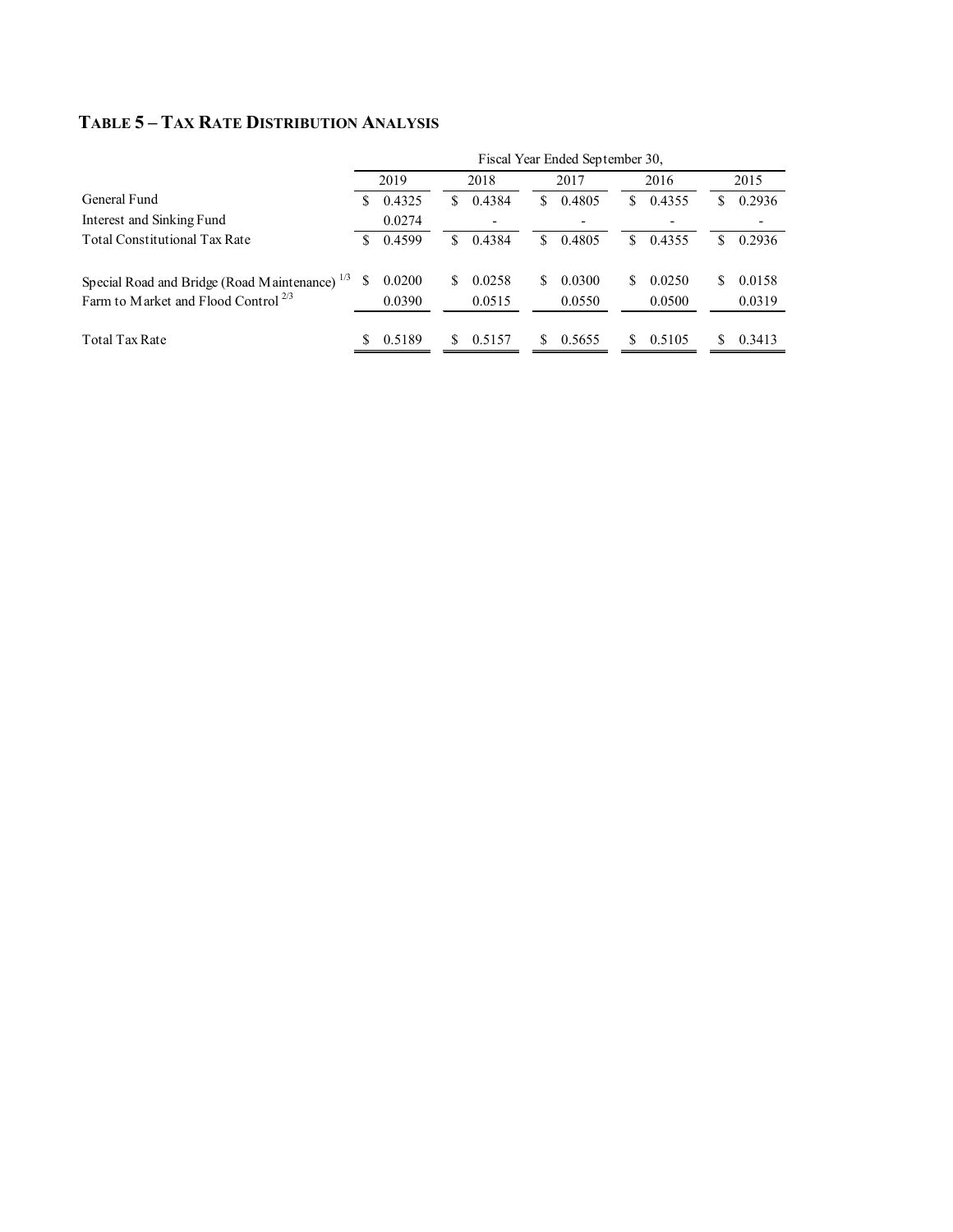# TABLE 5 – TAX RATE DISTRIBUTION ANALYSIS

| | Fiscal Year Ended September 30, | | | | |
|---|---|---|---|---|---|
| | 2019 | 2018 | 2017 | 2016 | 2015 |
| General Fund | $ 0.4325 | $ 0.4384 | $ 0.4805 | $ 0.4355 | $ 0.2936 |
| Interest and Sinking Fund | 0.0274 | - | - | - | - |
| Total Constitutional Tax Rate | $ 0.4599 | $ 0.4384 | $ 0.4805 | $ 0.4355 | $ 0.2936 |
| Special Road and Bridge (Road Maintenance) [1/3] | $ 0.0200 | $ 0.0258 | $ 0.0300 | $ 0.0250 | $ 0.0158 |
| Farm to Market and Flood Control [2/3] | 0.0390 | 0.0515 | 0.0550 | 0.0500 | 0.0319 |
| Total Tax Rate | $ 0.5189 | $ 0.5157 | $ 0.5655 | $ 0.5105 | $ 0.3413 |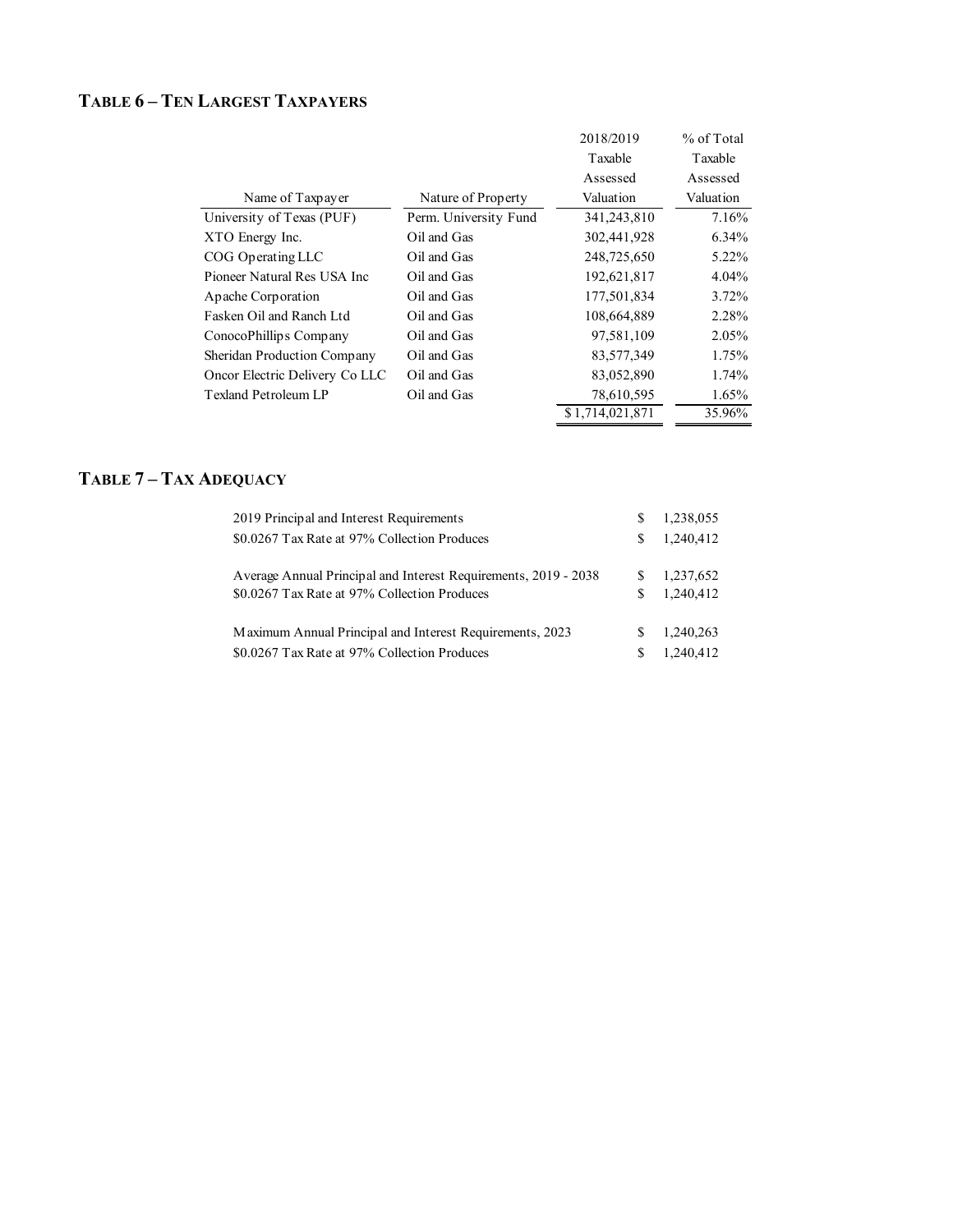### TABLE 6 – TEN LARGEST TAXPAYERS

| Name of Taxpayer | Nature of Property | 2018/2019 Taxable Assessed Valuation | % of Total Taxable Assessed Valuation |
|---|---|---|---|
| University of Texas (PUF) | Perm. University Fund | 341,243,810 | 7.16% |
| XTO Energy Inc. | Oil and Gas | 302,441,928 | 6.34% |
| COG Operating LLC | Oil and Gas | 248,725,650 | 5.22% |
| Pioneer Natural Res USA Inc | Oil and Gas | 192,621,817 | 4.04% |
| Apache Corporation | Oil and Gas | 177,501,834 | 3.72% |
| Fasken Oil and Ranch Ltd | Oil and Gas | 108,664,889 | 2.28% |
| ConocoPhillips Company | Oil and Gas | 97,581,109 | 2.05% |
| Sheridan Production Company | Oil and Gas | 83,577,349 | 1.75% |
| Oncor Electric Delivery Co LLC | Oil and Gas | 83,052,890 | 1.74% |
| Texland Petroleum LP | Oil and Gas | 78,610,595 | 1.65% |
| | | $1,714,021,871 | 35.96% |

### TABLE 7 – TAX ADEQUACY

| | | |
|---|---|---|
| 2019 Principal and Interest Requirements | $ | 1,238,055 |
| $0.0267 Tax Rate at 97% Collection Produces | $ | 1,240,412 |
| | | |
| Average Annual Principal and Interest Requirements, 2019 - 2038 | $ | 1,237,652 |
| $0.0267 Tax Rate at 97% Collection Produces | $ | 1,240,412 |
| | | |
| Maximum Annual Principal and Interest Requirements, 2023 | $ | 1,240,263 |
| $0.0267 Tax Rate at 97% Collection Produces | $ | 1,240,412 |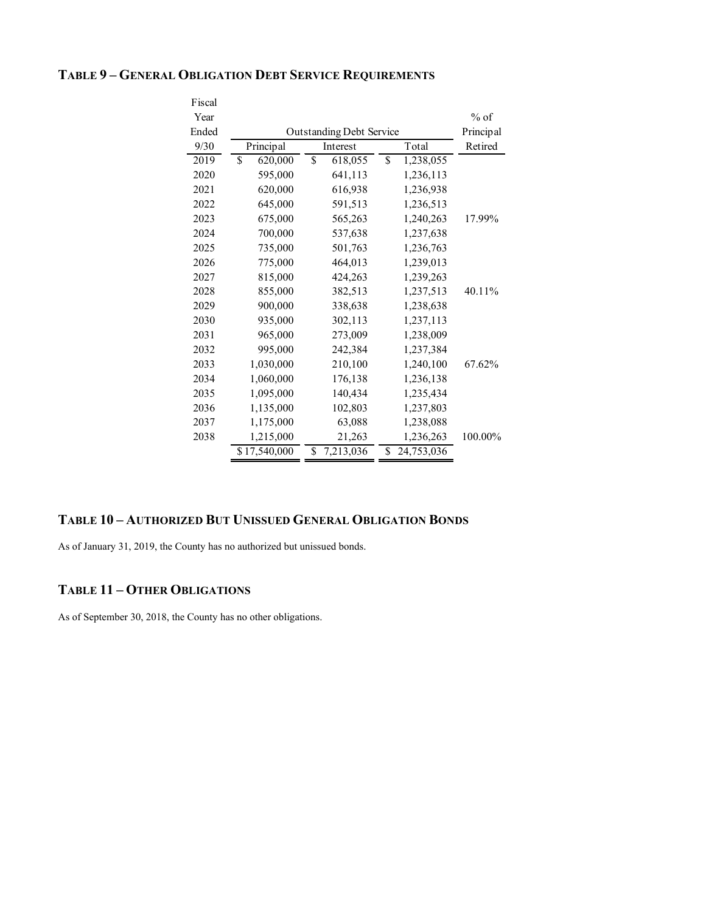## TABLE 9 – GENERAL OBLIGATION DEBT SERVICE REQUIREMENTS

| Fiscal Year Ended 9/30 | Outstanding Debt Service | | | % of Principal Retired |
|---|---|---|---|---|
| | Principal | Interest | Total | |
| 2019 | $ 620,000 | $ 618,055 | $ 1,238,055 | |
| 2020 | 595,000 | 641,113 | 1,236,113 | |
| 2021 | 620,000 | 616,938 | 1,236,938 | |
| 2022 | 645,000 | 591,513 | 1,236,513 | |
| 2023 | 675,000 | 565,263 | 1,240,263 | 17.99% |
| 2024 | 700,000 | 537,638 | 1,237,638 | |
| 2025 | 735,000 | 501,763 | 1,236,763 | |
| 2026 | 775,000 | 464,013 | 1,239,013 | |
| 2027 | 815,000 | 424,263 | 1,239,263 | |
| 2028 | 855,000 | 382,513 | 1,237,513 | 40.11% |
| 2029 | 900,000 | 338,638 | 1,238,638 | |
| 2030 | 935,000 | 302,113 | 1,237,113 | |
| 2031 | 965,000 | 273,009 | 1,238,009 | |
| 2032 | 995,000 | 242,384 | 1,237,384 | |
| 2033 | 1,030,000 | 210,100 | 1,240,100 | 67.62% |
| 2034 | 1,060,000 | 176,138 | 1,236,138 | |
| 2035 | 1,095,000 | 140,434 | 1,235,434 | |
| 2036 | 1,135,000 | 102,803 | 1,237,803 | |
| 2037 | 1,175,000 | 63,088 | 1,238,088 | |
| 2038 | 1,215,000 | 21,263 | 1,236,263 | 100.00% |
| | $17,540,000 | $ 7,213,036 | $ 24,753,036 | |

## TABLE 10 – AUTHORIZED BUT UNISSUED GENERAL OBLIGATION BONDS

As of January 31, 2019, the County has no authorized but unissued bonds.

## TABLE 11 – OTHER OBLIGATIONS

As of September 30, 2018, the County has no other obligations.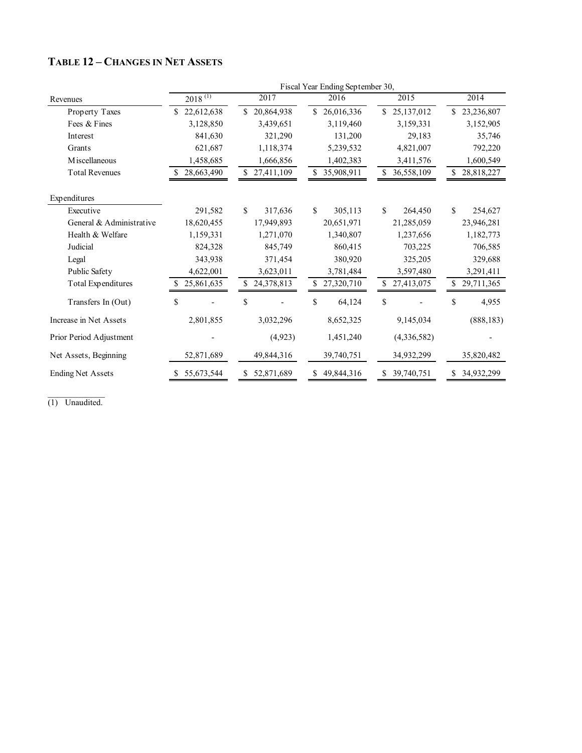## TABLE 12 – CHANGES IN NET ASSETS

| | Fiscal Year Ending September 30, | | | | |
|---|---|---|---|---|---|
| Revenues | 2018 [(1)] | 2017 | 2016 | 2015 | 2014 |
| Property Taxes | $ 22,612,638 | $ 20,864,938 | $ 26,016,336 | $ 25,137,012 | $ 23,236,807 |
| Fees & Fines | 3,128,850 | 3,439,651 | 3,119,460 | 3,159,331 | 3,152,905 |
| Interest | 841,630 | 321,290 | 131,200 | 29,183 | 35,746 |
| Grants | 621,687 | 1,118,374 | 5,239,532 | 4,821,007 | 792,220 |
| Miscellaneous | 1,458,685 | 1,666,856 | 1,402,383 | 3,411,576 | 1,600,549 |
| Total Revenues | $ 28,663,490 | $ 27,411,109 | $ 35,908,911 | $ 36,558,109 | $ 28,818,227 |
| | | | | | |
| Expenditures | | | | | |
| Executive | 291,582 | $ 317,636 | $ 305,113 | $ 264,450 | $ 254,627 |
| General & Administrative | 18,620,455 | 17,949,893 | 20,651,971 | 21,285,059 | 23,946,281 |
| Health & Welfare | 1,159,331 | 1,271,070 | 1,340,807 | 1,237,656 | 1,182,773 |
| Judicial | 824,328 | 845,749 | 860,415 | 703,225 | 706,585 |
| Legal | 343,938 | 371,454 | 380,920 | 325,205 | 329,688 |
| Public Safety | 4,622,001 | 3,623,011 | 3,781,484 | 3,597,480 | 3,291,411 |
| Total Expenditures | $ 25,861,635 | $ 24,378,813 | $ 27,320,710 | $ 27,413,075 | $ 29,711,365 |
| | | | | | |
| Transfers In (Out) | $ - | $ - | $ 64,124 | $ - | $ 4,955 |
| | | | | | |
| Increase in Net Assets | 2,801,855 | 3,032,296 | 8,652,325 | 9,145,034 | (888,183) |
| | | | | | |
| Prior Period Adjustment | - | (4,923) | 1,451,240 | (4,336,582) | - |
| | | | | | |
| Net Assets, Beginning | 52,871,689 | 49,844,316 | 39,740,751 | 34,932,299 | 35,820,482 |
| | | | | | |
| Ending Net Assets | $ 55,673,544 | $ 52,871,689 | $ 49,844,316 | $ 39,740,751 | $ 34,932,299 |

(1) Unaudited.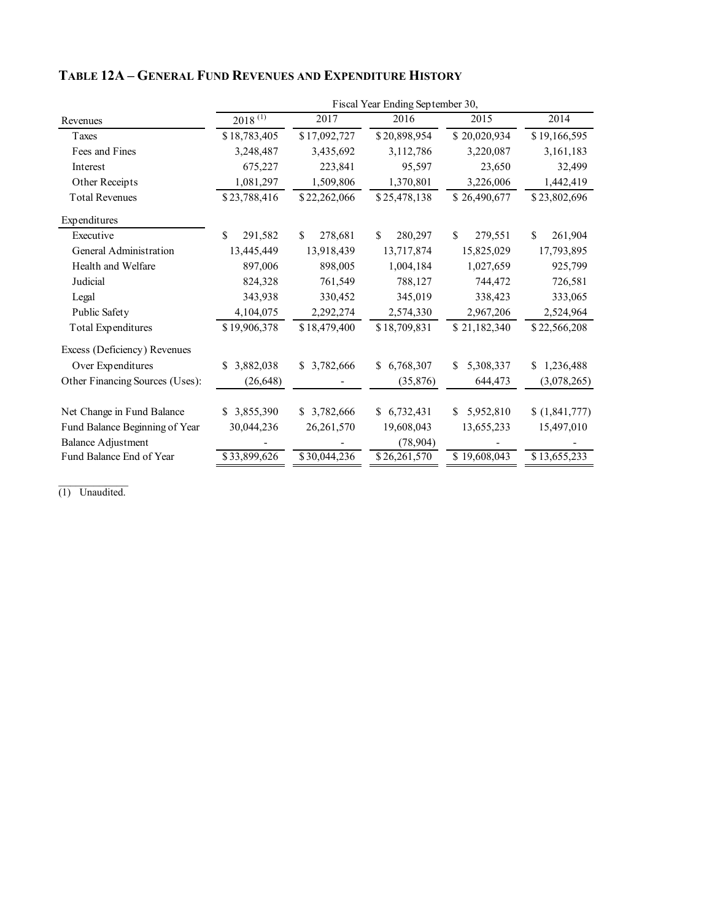### TABLE 12A – GENERAL FUND REVENUES AND EXPENDITURE HISTORY

| | Fiscal Year Ending September 30, | | | | |
|---|---|---|---|---|---|
| Revenues | 2018 [(1)] | 2017 | 2016 | 2015 | 2014 |
| Taxes | $ 18,783,405 | $ 17,092,727 | $ 20,898,954 | $ 20,020,934 | $ 19,166,595 |
| Fees and Fines | 3,248,487 | 3,435,692 | 3,112,786 | 3,220,087 | 3,161,183 |
| Interest | 675,227 | 223,841 | 95,597 | 23,650 | 32,499 |
| Other Receipts | 1,081,297 | 1,509,806 | 1,370,801 | 3,226,006 | 1,442,419 |
| Total Revenues | $ 23,788,416 | $ 22,262,066 | $ 25,478,138 | $ 26,490,677 | $ 23,802,696 |
| Expenditures | | | | | |
| Executive | $ 291,582 | $ 278,681 | $ 280,297 | $ 279,551 | $ 261,904 |
| General Administration | 13,445,449 | 13,918,439 | 13,717,874 | 15,825,029 | 17,793,895 |
| Health and Welfare | 897,006 | 898,005 | 1,004,184 | 1,027,659 | 925,799 |
| Judicial | 824,328 | 761,549 | 788,127 | 744,472 | 726,581 |
| Legal | 343,938 | 330,452 | 345,019 | 338,423 | 333,065 |
| Public Safety | 4,104,075 | 2,292,274 | 2,574,330 | 2,967,206 | 2,524,964 |
| Total Expenditures | $ 19,906,378 | $ 18,479,400 | $ 18,709,831 | $ 21,182,340 | $ 22,566,208 |
| Excess (Deficiency) Revenues | | | | | |
| Over Expenditures | $ 3,882,038 | $ 3,782,666 | $ 6,768,307 | $ 5,308,337 | $ 1,236,488 |
| Other Financing Sources (Uses): | (26,648) | - | (35,876) | 644,473 | (3,078,265) |
| Net Change in Fund Balance | $ 3,855,390 | $ 3,782,666 | $ 6,732,431 | $ 5,952,810 | $ (1,841,777) |
| Fund Balance Beginning of Year | 30,044,236 | 26,261,570 | 19,608,043 | 13,655,233 | 15,497,010 |
| Balance Adjustment | - | - | (78,904) | - | - |
| Fund Balance End of Year | $ 33,899,626 | $ 30,044,236 | $ 26,261,570 | $ 19,608,043 | $ 13,655,233 |

(1) Unaudited.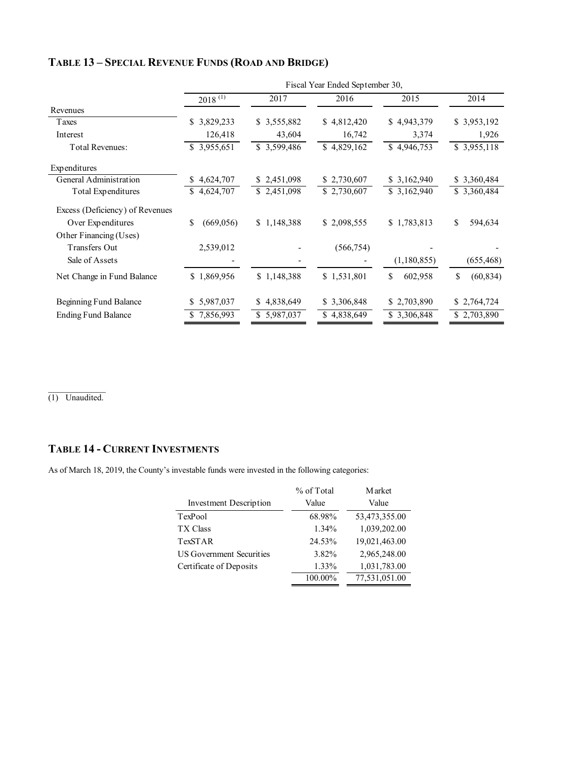## TABLE 13 – SPECIAL REVENUE FUNDS (ROAD AND BRIDGE)

| | Fiscal Year Ended September 30, | | | | |
|---|---|---|---|---|---|
| | 2018 [(1)] | 2017 | 2016 | 2015 | 2014 |
| Revenues | | | | | |
| Taxes | $ 3,829,233 | $ 3,555,882 | $ 4,812,420 | $ 4,943,379 | $ 3,953,192 |
| Interest | 126,418 | 43,604 | 16,742 | 3,374 | 1,926 |
| Total Revenues: | $ 3,955,651 | $ 3,599,486 | $ 4,829,162 | $ 4,946,753 | $ 3,955,118 |
| Expenditures | | | | | |
| General Administration | $ 4,624,707 | $ 2,451,098 | $ 2,730,607 | $ 3,162,940 | $ 3,360,484 |
| Total Expenditures | $ 4,624,707 | $ 2,451,098 | $ 2,730,607 | $ 3,162,940 | $ 3,360,484 |
| Excess (Deficiency) of Revenues Over Expenditures | $ (669,056) | $ 1,148,388 | $ 2,098,555 | $ 1,783,813 | $ 594,634 |
| Other Financing (Uses) | | | | | |
| Transfers Out | 2,539,012 | - | (566,754) | - | - |
| Sale of Assets | - | - | - | (1,180,855) | (655,468) |
| Net Change in Fund Balance | $ 1,869,956 | $ 1,148,388 | $ 1,531,801 | $ 602,958 | $ (60,834) |
| Beginning Fund Balance | $ 5,987,037 | $ 4,838,649 | $ 3,306,848 | $ 2,703,890 | $ 2,764,724 |
| Ending Fund Balance | $ 7,856,993 | $ 5,987,037 | $ 4,838,649 | $ 3,306,848 | $ 2,703,890 |

(1) Unaudited.

## TABLE 14 - CURRENT INVESTMENTS

As of March 18, 2019, the County's investable funds were invested in the following categories:

| Investment Description | % of Total Value | Market Value |
|---|---|---|
| TexPool | 68.98% | 53,473,355.00 |
| TX Class | 1.34% | 1,039,202.00 |
| TexSTAR | 24.53% | 19,021,463.00 |
| US Government Securities | 3.82% | 2,965,248.00 |
| Certificate of Deposits | 1.33% | 1,031,783.00 |
| | 100.00% | 77,531,051.00 |